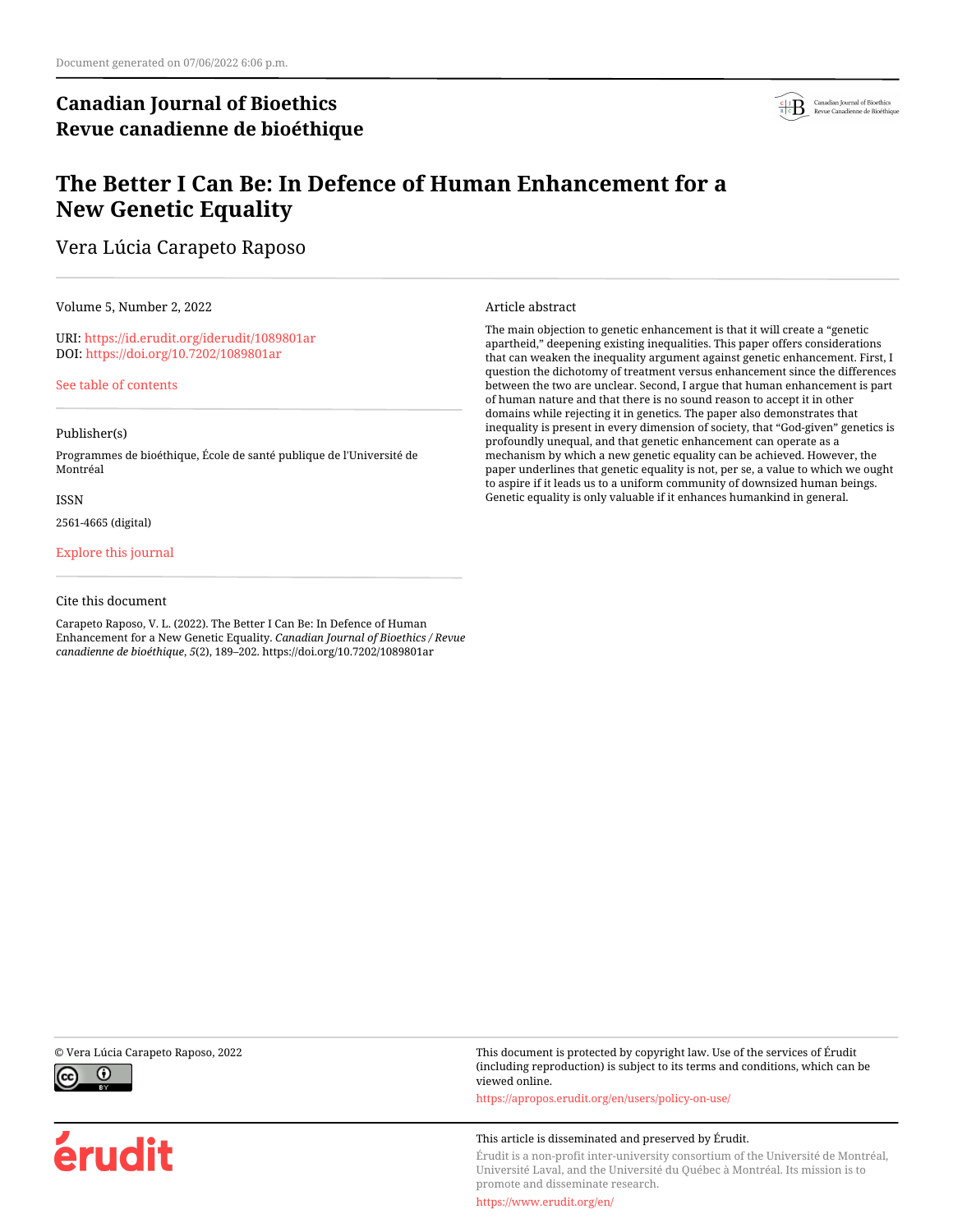Document generated on 07/06/2022 6:06 p.m.

**Canadian Journal of Bioethics**
**Revue canadienne de bioéthique**

# The Better I Can Be: In Defence of Human Enhancement for a New Genetic Equality

Vera Lúcia Carapeto Raposo

Volume 5, Number 2, 2022

URI: https://id.erudit.org/iderudit/1089801ar
DOI: https://doi.org/10.7202/1089801ar

See table of contents

Publisher(s)

Programmes de bioéthique, École de santé publique de l'Université de Montréal

ISSN

2561-4665 (digital)

Explore this journal

Cite this document

Carapeto Raposo, V. L. (2022). The Better I Can Be: In Defence of Human Enhancement for a New Genetic Equality. *Canadian Journal of Bioethics / Revue canadienne de bioéthique*, *5*(2), 189–202. https://doi.org/10.7202/1089801ar

Article abstract

The main objection to genetic enhancement is that it will create a "genetic apartheid," deepening existing inequalities. This paper offers considerations that can weaken the inequality argument against genetic enhancement. First, I question the dichotomy of treatment versus enhancement since the differences between the two are unclear. Second, I argue that human enhancement is part of human nature and that there is no sound reason to accept it in other domains while rejecting it in genetics. The paper also demonstrates that inequality is present in every dimension of society, that "God-given" genetics is profoundly unequal, and that genetic enhancement can operate as a mechanism by which a new genetic equality can be achieved. However, the paper underlines that genetic equality is not, per se, a value to which we ought to aspire if it leads us to a uniform community of downsized human beings. Genetic equality is only valuable if it enhances humankind in general.

© Vera Lúcia Carapeto Raposo, 2022

This document is protected by copyright law. Use of the services of Érudit (including reproduction) is subject to its terms and conditions, which can be viewed online.

https://apropos.erudit.org/en/users/policy-on-use/

This article is disseminated and preserved by Érudit.

Érudit is a non-profit inter-university consortium of the Université de Montréal, Université Laval, and the Université du Québec à Montréal. Its mission is to promote and disseminate research.

https://www.erudit.org/en/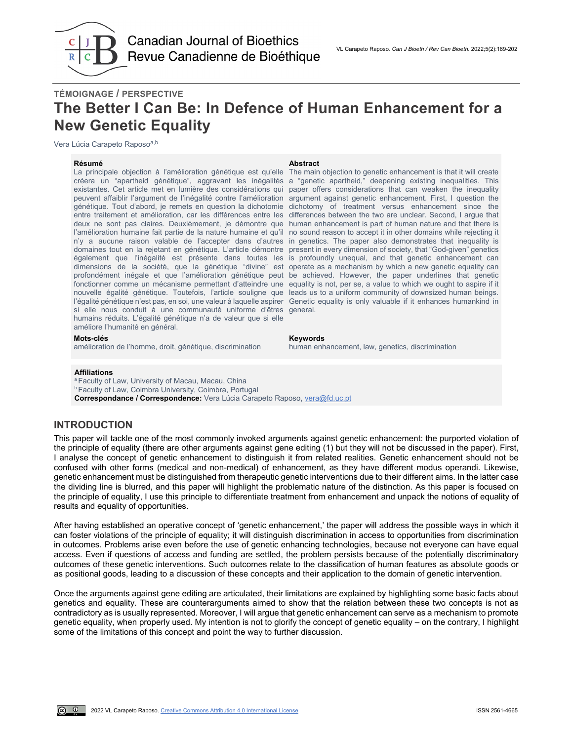TÉMOIGNAGE / PERSPECTIVE

# The Better I Can Be: In Defence of Human Enhancement for a New Genetic Equality

Vera Lúcia Carapeto Raposo[a,b]

**Résumé**

La principale objection à l'amélioration génétique est qu'elle créera un "apartheid génétique", aggravant les inégalités existantes. Cet article met en lumière des considérations qui peuvent affaiblir l'argument de l'inégalité contre l'amélioration génétique. Tout d'abord, je remets en question la dichotomie entre traitement et amélioration, car les différences entre les deux ne sont pas claires. Deuxièmement, je démontre que l'amélioration humaine fait partie de la nature humaine et qu'il n'y a aucune raison valable de l'accepter dans d'autres domaines tout en la rejetant en génétique. L'article démontre également que l'inégalité est présente dans toutes les dimensions de la société, que la génétique "divine" est profondément inégale et que l'amélioration génétique peut fonctionner comme un mécanisme permettant d'atteindre une nouvelle égalité génétique. Toutefois, l'article souligne que l'égalité génétique n'est pas, en soi, une valeur à laquelle aspirer si elle nous conduit à une communauté uniforme d'êtres humains réduits. L'égalité génétique n'a de valeur que si elle améliore l'humanité en général.

**Mots-clés**

amélioration de l'homme, droit, génétique, discrimination

**Abstract**

The main objection to genetic enhancement is that it will create a "genetic apartheid," deepening existing inequalities. This paper offers considerations that can weaken the inequality argument against genetic enhancement. First, I question the dichotomy of treatment versus enhancement since the differences between the two are unclear. Second, I argue that human enhancement is part of human nature and that there is no sound reason to accept it in other domains while rejecting it in genetics. The paper also demonstrates that inequality is present in every dimension of society, that "God-given" genetics is profoundly unequal, and that genetic enhancement can operate as a mechanism by which a new genetic equality can be achieved. However, the paper underlines that genetic equality is not, per se, a value to which we ought to aspire if it leads us to a uniform community of downsized human beings. Genetic equality is only valuable if it enhances humankind in general.

**Keywords**

human enhancement, law, genetics, discrimination

**Affiliations**

[a] Faculty of Law, University of Macau, Macau, China
[b] Faculty of Law, Coimbra University, Coimbra, Portugal

**Correspondance / Correspondence:** Vera Lúcia Carapeto Raposo, vera@fd.uc.pt

## INTRODUCTION

This paper will tackle one of the most commonly invoked arguments against genetic enhancement: the purported violation of the principle of equality (there are other arguments against gene editing (1) but they will not be discussed in the paper). First, I analyse the concept of genetic enhancement to distinguish it from related realities. Genetic enhancement should not be confused with other forms (medical and non-medical) of enhancement, as they have different modus operandi. Likewise, genetic enhancement must be distinguished from therapeutic genetic interventions due to their different aims. In the latter case the dividing line is blurred, and this paper will highlight the problematic nature of the distinction. As this paper is focused on the principle of equality, I use this principle to differentiate treatment from enhancement and unpack the notions of equality of results and equality of opportunities.

After having established an operative concept of 'genetic enhancement,' the paper will address the possible ways in which it can foster violations of the principle of equality; it will distinguish discrimination in access to opportunities from discrimination in outcomes. Problems arise even before the use of genetic enhancing technologies, because not everyone can have equal access. Even if questions of access and funding are settled, the problem persists because of the potentially discriminatory outcomes of these genetic interventions. Such outcomes relate to the classification of human features as absolute goods or as positional goods, leading to a discussion of these concepts and their application to the domain of genetic intervention.

Once the arguments against gene editing are articulated, their limitations are explained by highlighting some basic facts about genetics and equality. These are counterarguments aimed to show that the relation between these two concepts is not as contradictory as is usually represented. Moreover, I will argue that genetic enhancement can serve as a mechanism to promote genetic equality, when properly used. My intention is not to glorify the concept of genetic equality – on the contrary, I highlight some of the limitations of this concept and point the way to further discussion.

2022 VL Carapeto Raposo. Creative Commons Attribution 4.0 International License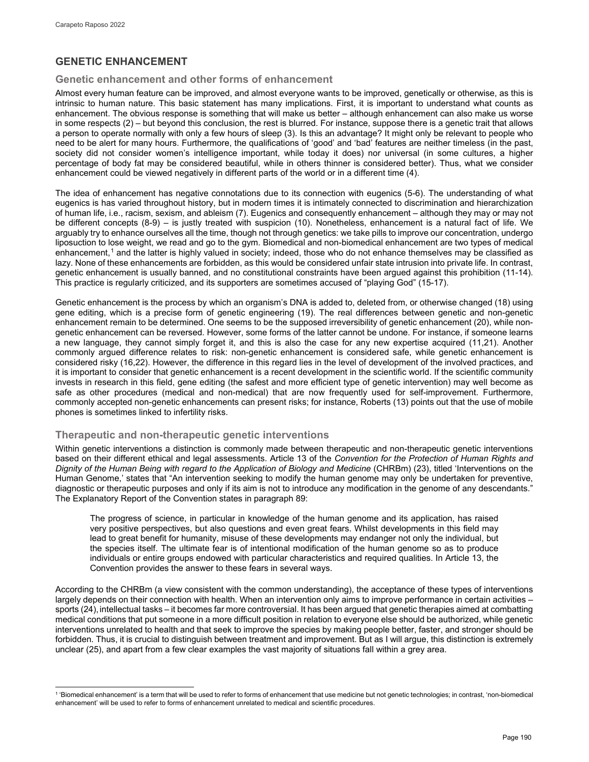## GENETIC ENHANCEMENT

### Genetic enhancement and other forms of enhancement

Almost every human feature can be improved, and almost everyone wants to be improved, genetically or otherwise, as this is intrinsic to human nature. This basic statement has many implications. First, it is important to understand what counts as enhancement. The obvious response is something that will make us better – although enhancement can also make us worse in some respects (2) – but beyond this conclusion, the rest is blurred. For instance, suppose there is a genetic trait that allows a person to operate normally with only a few hours of sleep (3). Is this an advantage? It might only be relevant to people who need to be alert for many hours. Furthermore, the qualifications of 'good' and 'bad' features are neither timeless (in the past, society did not consider women's intelligence important, while today it does) nor universal (in some cultures, a higher percentage of body fat may be considered beautiful, while in others thinner is considered better). Thus, what we consider enhancement could be viewed negatively in different parts of the world or in a different time (4).

The idea of enhancement has negative connotations due to its connection with eugenics (5-6). The understanding of what eugenics is has varied throughout history, but in modern times it is intimately connected to discrimination and hierarchization of human life, i.e., racism, sexism, and ableism (7). Eugenics and consequently enhancement – although they may or may not be different concepts (8-9) – is justly treated with suspicion (10). Nonetheless, enhancement is a natural fact of life. We arguably try to enhance ourselves all the time, though not through genetics: we take pills to improve our concentration, undergo liposuction to lose weight, we read and go to the gym. Biomedical and non-biomedical enhancement are two types of medical enhancement,[1] and the latter is highly valued in society; indeed, those who do not enhance themselves may be classified as lazy. None of these enhancements are forbidden, as this would be considered unfair state intrusion into private life. In contrast, genetic enhancement is usually banned, and no constitutional constraints have been argued against this prohibition (11-14). This practice is regularly criticized, and its supporters are sometimes accused of "playing God" (15-17).

Genetic enhancement is the process by which an organism's DNA is added to, deleted from, or otherwise changed (18) using gene editing, which is a precise form of genetic engineering (19). The real differences between genetic and non-genetic enhancement remain to be determined. One seems to be the supposed irreversibility of genetic enhancement (20), while non-genetic enhancement can be reversed. However, some forms of the latter cannot be undone. For instance, if someone learns a new language, they cannot simply forget it, and this is also the case for any new expertise acquired (11,21). Another commonly argued difference relates to risk: non-genetic enhancement is considered safe, while genetic enhancement is considered risky (16,22). However, the difference in this regard lies in the level of development of the involved practices, and it is important to consider that genetic enhancement is a recent development in the scientific world. If the scientific community invests in research in this field, gene editing (the safest and more efficient type of genetic intervention) may well become as safe as other procedures (medical and non-medical) that are now frequently used for self-improvement. Furthermore, commonly accepted non-genetic enhancements can present risks; for instance, Roberts (13) points out that the use of mobile phones is sometimes linked to infertility risks.

### Therapeutic and non-therapeutic genetic interventions

Within genetic interventions a distinction is commonly made between therapeutic and non-therapeutic genetic interventions based on their different ethical and legal assessments. Article 13 of the *Convention for the Protection of Human Rights and Dignity of the Human Being with regard to the Application of Biology and Medicine* (CHRBm) (23), titled 'Interventions on the Human Genome,' states that "An intervention seeking to modify the human genome may only be undertaken for preventive, diagnostic or therapeutic purposes and only if its aim is not to introduce any modification in the genome of any descendants." The Explanatory Report of the Convention states in paragraph 89:

> The progress of science, in particular in knowledge of the human genome and its application, has raised very positive perspectives, but also questions and even great fears. Whilst developments in this field may lead to great benefit for humanity, misuse of these developments may endanger not only the individual, but the species itself. The ultimate fear is of intentional modification of the human genome so as to produce individuals or entire groups endowed with particular characteristics and required qualities. In Article 13, the Convention provides the answer to these fears in several ways.

According to the CHRBm (a view consistent with the common understanding), the acceptance of these types of interventions largely depends on their connection with health. When an intervention only aims to improve performance in certain activities – sports (24), intellectual tasks – it becomes far more controversial. It has been argued that genetic therapies aimed at combatting medical conditions that put someone in a more difficult position in relation to everyone else should be authorized, while genetic interventions unrelated to health and that seek to improve the species by making people better, faster, and stronger should be forbidden. Thus, it is crucial to distinguish between treatment and improvement. But as I will argue, this distinction is extremely unclear (25), and apart from a few clear examples the vast majority of situations fall within a grey area.

---

[1] 'Biomedical enhancement' is a term that will be used to refer to forms of enhancement that use medicine but not genetic technologies; in contrast, 'non-biomedical enhancement' will be used to refer to forms of enhancement unrelated to medical and scientific procedures.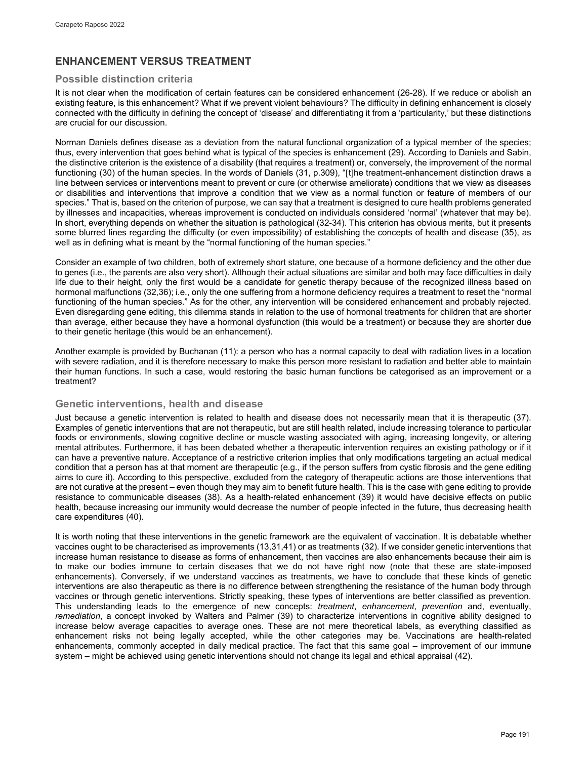## ENHANCEMENT VERSUS TREATMENT

### Possible distinction criteria

It is not clear when the modification of certain features can be considered enhancement (26-28). If we reduce or abolish an existing feature, is this enhancement? What if we prevent violent behaviours? The difficulty in defining enhancement is closely connected with the difficulty in defining the concept of 'disease' and differentiating it from a 'particularity,' but these distinctions are crucial for our discussion.

Norman Daniels defines disease as a deviation from the natural functional organization of a typical member of the species; thus, every intervention that goes behind what is typical of the species is enhancement (29). According to Daniels and Sabin, the distinctive criterion is the existence of a disability (that requires a treatment) or, conversely, the improvement of the normal functioning (30) of the human species. In the words of Daniels (31, p.309), "[t]he treatment-enhancement distinction draws a line between services or interventions meant to prevent or cure (or otherwise ameliorate) conditions that we view as diseases or disabilities and interventions that improve a condition that we view as a normal function or feature of members of our species." That is, based on the criterion of purpose, we can say that a treatment is designed to cure health problems generated by illnesses and incapacities, whereas improvement is conducted on individuals considered 'normal' (whatever that may be). In short, everything depends on whether the situation is pathological (32-34). This criterion has obvious merits, but it presents some blurred lines regarding the difficulty (or even impossibility) of establishing the concepts of health and disease (35), as well as in defining what is meant by the "normal functioning of the human species."

Consider an example of two children, both of extremely short stature, one because of a hormone deficiency and the other due to genes (i.e., the parents are also very short). Although their actual situations are similar and both may face difficulties in daily life due to their height, only the first would be a candidate for genetic therapy because of the recognized illness based on hormonal malfunctions (32,36); i.e., only the one suffering from a hormone deficiency requires a treatment to reset the "normal functioning of the human species." As for the other, any intervention will be considered enhancement and probably rejected. Even disregarding gene editing, this dilemma stands in relation to the use of hormonal treatments for children that are shorter than average, either because they have a hormonal dysfunction (this would be a treatment) or because they are shorter due to their genetic heritage (this would be an enhancement).

Another example is provided by Buchanan (11): a person who has a normal capacity to deal with radiation lives in a location with severe radiation, and it is therefore necessary to make this person more resistant to radiation and better able to maintain their human functions. In such a case, would restoring the basic human functions be categorised as an improvement or a treatment?

### Genetic interventions, health and disease

Just because a genetic intervention is related to health and disease does not necessarily mean that it is therapeutic (37). Examples of genetic interventions that are not therapeutic, but are still health related, include increasing tolerance to particular foods or environments, slowing cognitive decline or muscle wasting associated with aging, increasing longevity, or altering mental attributes. Furthermore, it has been debated whether a therapeutic intervention requires an existing pathology or if it can have a preventive nature. Acceptance of a restrictive criterion implies that only modifications targeting an actual medical condition that a person has at that moment are therapeutic (e.g., if the person suffers from cystic fibrosis and the gene editing aims to cure it). According to this perspective, excluded from the category of therapeutic actions are those interventions that are not curative at the present – even though they may aim to benefit future health. This is the case with gene editing to provide resistance to communicable diseases (38). As a health-related enhancement (39) it would have decisive effects on public health, because increasing our immunity would decrease the number of people infected in the future, thus decreasing health care expenditures (40).

It is worth noting that these interventions in the genetic framework are the equivalent of vaccination. It is debatable whether vaccines ought to be characterised as improvements (13,31,41) or as treatments (32). If we consider genetic interventions that increase human resistance to disease as forms of enhancement, then vaccines are also enhancements because their aim is to make our bodies immune to certain diseases that we do not have right now (note that these are state-imposed enhancements). Conversely, if we understand vaccines as treatments, we have to conclude that these kinds of genetic interventions are also therapeutic as there is no difference between strengthening the resistance of the human body through vaccines or through genetic interventions. Strictly speaking, these types of interventions are better classified as prevention. This understanding leads to the emergence of new concepts: *treatment*, *enhancement*, *prevention* and, eventually, *remediation*, a concept invoked by Walters and Palmer (39) to characterize interventions in cognitive ability designed to increase below average capacities to average ones. These are not mere theoretical labels, as everything classified as enhancement risks not being legally accepted, while the other categories may be. Vaccinations are health-related enhancements, commonly accepted in daily medical practice. The fact that this same goal – improvement of our immune system – might be achieved using genetic interventions should not change its legal and ethical appraisal (42).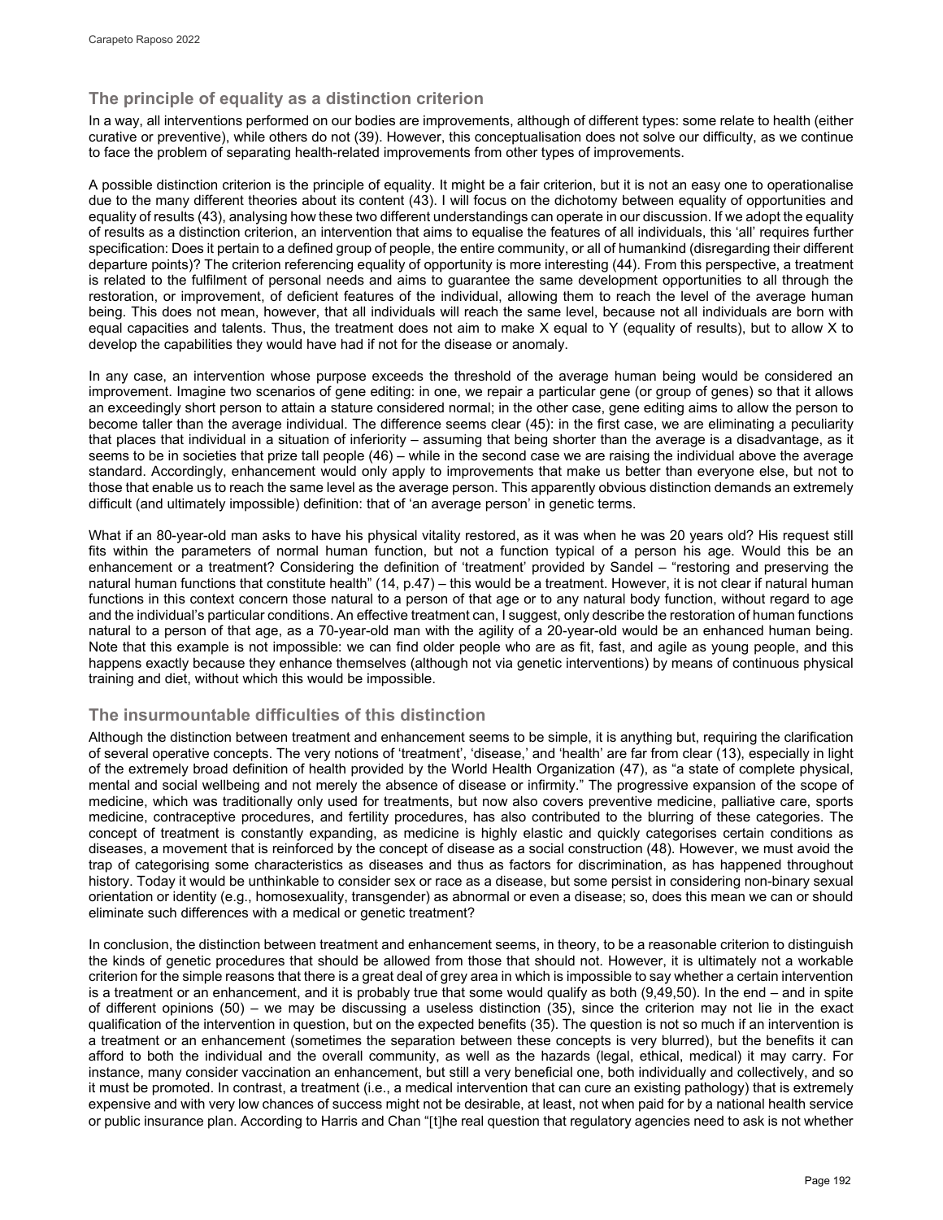## The principle of equality as a distinction criterion

In a way, all interventions performed on our bodies are improvements, although of different types: some relate to health (either curative or preventive), while others do not (39). However, this conceptualisation does not solve our difficulty, as we continue to face the problem of separating health-related improvements from other types of improvements.

A possible distinction criterion is the principle of equality. It might be a fair criterion, but it is not an easy one to operationalise due to the many different theories about its content (43). I will focus on the dichotomy between equality of opportunities and equality of results (43), analysing how these two different understandings can operate in our discussion. If we adopt the equality of results as a distinction criterion, an intervention that aims to equalise the features of all individuals, this 'all' requires further specification: Does it pertain to a defined group of people, the entire community, or all of humankind (disregarding their different departure points)? The criterion referencing equality of opportunity is more interesting (44). From this perspective, a treatment is related to the fulfilment of personal needs and aims to guarantee the same development opportunities to all through the restoration, or improvement, of deficient features of the individual, allowing them to reach the level of the average human being. This does not mean, however, that all individuals will reach the same level, because not all individuals are born with equal capacities and talents. Thus, the treatment does not aim to make X equal to Y (equality of results), but to allow X to develop the capabilities they would have had if not for the disease or anomaly.

In any case, an intervention whose purpose exceeds the threshold of the average human being would be considered an improvement. Imagine two scenarios of gene editing: in one, we repair a particular gene (or group of genes) so that it allows an exceedingly short person to attain a stature considered normal; in the other case, gene editing aims to allow the person to become taller than the average individual. The difference seems clear (45): in the first case, we are eliminating a peculiarity that places that individual in a situation of inferiority – assuming that being shorter than the average is a disadvantage, as it seems to be in societies that prize tall people (46) – while in the second case we are raising the individual above the average standard. Accordingly, enhancement would only apply to improvements that make us better than everyone else, but not to those that enable us to reach the same level as the average person. This apparently obvious distinction demands an extremely difficult (and ultimately impossible) definition: that of 'an average person' in genetic terms.

What if an 80-year-old man asks to have his physical vitality restored, as it was when he was 20 years old? His request still fits within the parameters of normal human function, but not a function typical of a person his age. Would this be an enhancement or a treatment? Considering the definition of 'treatment' provided by Sandel – "restoring and preserving the natural human functions that constitute health" (14, p.47) – this would be a treatment. However, it is not clear if natural human functions in this context concern those natural to a person of that age or to any natural body function, without regard to age and the individual's particular conditions. An effective treatment can, I suggest, only describe the restoration of human functions natural to a person of that age, as a 70-year-old man with the agility of a 20-year-old would be an enhanced human being. Note that this example is not impossible: we can find older people who are as fit, fast, and agile as young people, and this happens exactly because they enhance themselves (although not via genetic interventions) by means of continuous physical training and diet, without which this would be impossible.

## The insurmountable difficulties of this distinction

Although the distinction between treatment and enhancement seems to be simple, it is anything but, requiring the clarification of several operative concepts. The very notions of 'treatment', 'disease,' and 'health' are far from clear (13), especially in light of the extremely broad definition of health provided by the World Health Organization (47), as "a state of complete physical, mental and social wellbeing and not merely the absence of disease or infirmity." The progressive expansion of the scope of medicine, which was traditionally only used for treatments, but now also covers preventive medicine, palliative care, sports medicine, contraceptive procedures, and fertility procedures, has also contributed to the blurring of these categories. The concept of treatment is constantly expanding, as medicine is highly elastic and quickly categorises certain conditions as diseases, a movement that is reinforced by the concept of disease as a social construction (48). However, we must avoid the trap of categorising some characteristics as diseases and thus as factors for discrimination, as has happened throughout history. Today it would be unthinkable to consider sex or race as a disease, but some persist in considering non-binary sexual orientation or identity (e.g., homosexuality, transgender) as abnormal or even a disease; so, does this mean we can or should eliminate such differences with a medical or genetic treatment?

In conclusion, the distinction between treatment and enhancement seems, in theory, to be a reasonable criterion to distinguish the kinds of genetic procedures that should be allowed from those that should not. However, it is ultimately not a workable criterion for the simple reasons that there is a great deal of grey area in which is impossible to say whether a certain intervention is a treatment or an enhancement, and it is probably true that some would qualify as both (9,49,50). In the end – and in spite of different opinions (50) – we may be discussing a useless distinction (35), since the criterion may not lie in the exact qualification of the intervention in question, but on the expected benefits (35). The question is not so much if an intervention is a treatment or an enhancement (sometimes the separation between these concepts is very blurred), but the benefits it can afford to both the individual and the overall community, as well as the hazards (legal, ethical, medical) it may carry. For instance, many consider vaccination an enhancement, but still a very beneficial one, both individually and collectively, and so it must be promoted. In contrast, a treatment (i.e., a medical intervention that can cure an existing pathology) that is extremely expensive and with very low chances of success might not be desirable, at least, not when paid for by a national health service or public insurance plan. According to Harris and Chan "[t]he real question that regulatory agencies need to ask is not whether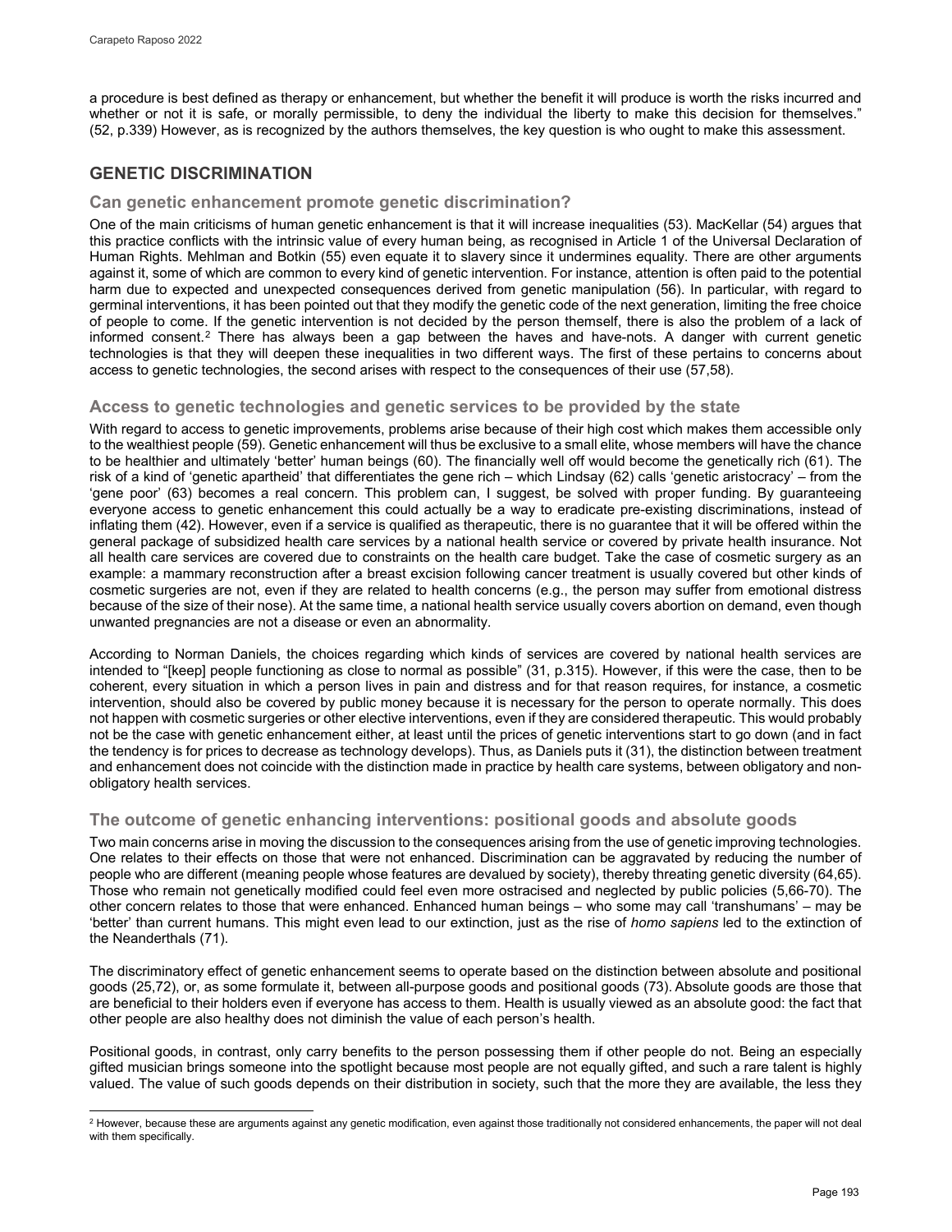a procedure is best defined as therapy or enhancement, but whether the benefit it will produce is worth the risks incurred and whether or not it is safe, or morally permissible, to deny the individual the liberty to make this decision for themselves." (52, p.339) However, as is recognized by the authors themselves, the key question is who ought to make this assessment.

## GENETIC DISCRIMINATION

### Can genetic enhancement promote genetic discrimination?

One of the main criticisms of human genetic enhancement is that it will increase inequalities (53). MacKellar (54) argues that this practice conflicts with the intrinsic value of every human being, as recognised in Article 1 of the Universal Declaration of Human Rights. Mehlman and Botkin (55) even equate it to slavery since it undermines equality. There are other arguments against it, some of which are common to every kind of genetic intervention. For instance, attention is often paid to the potential harm due to expected and unexpected consequences derived from genetic manipulation (56). In particular, with regard to germinal interventions, it has been pointed out that they modify the genetic code of the next generation, limiting the free choice of people to come. If the genetic intervention is not decided by the person themself, there is also the problem of a lack of informed consent.[2] There has always been a gap between the haves and have-nots. A danger with current genetic technologies is that they will deepen these inequalities in two different ways. The first of these pertains to concerns about access to genetic technologies, the second arises with respect to the consequences of their use (57,58).

### Access to genetic technologies and genetic services to be provided by the state

With regard to access to genetic improvements, problems arise because of their high cost which makes them accessible only to the wealthiest people (59). Genetic enhancement will thus be exclusive to a small elite, whose members will have the chance to be healthier and ultimately 'better' human beings (60). The financially well off would become the genetically rich (61). The risk of a kind of 'genetic apartheid' that differentiates the gene rich – which Lindsay (62) calls 'genetic aristocracy' – from the 'gene poor' (63) becomes a real concern. This problem can, I suggest, be solved with proper funding. By guaranteeing everyone access to genetic enhancement this could actually be a way to eradicate pre-existing discriminations, instead of inflating them (42). However, even if a service is qualified as therapeutic, there is no guarantee that it will be offered within the general package of subsidized health care services by a national health service or covered by private health insurance. Not all health care services are covered due to constraints on the health care budget. Take the case of cosmetic surgery as an example: a mammary reconstruction after a breast excision following cancer treatment is usually covered but other kinds of cosmetic surgeries are not, even if they are related to health concerns (e.g., the person may suffer from emotional distress because of the size of their nose). At the same time, a national health service usually covers abortion on demand, even though unwanted pregnancies are not a disease or even an abnormality.

According to Norman Daniels, the choices regarding which kinds of services are covered by national health services are intended to "[keep] people functioning as close to normal as possible" (31, p.315). However, if this were the case, then to be coherent, every situation in which a person lives in pain and distress and for that reason requires, for instance, a cosmetic intervention, should also be covered by public money because it is necessary for the person to operate normally. This does not happen with cosmetic surgeries or other elective interventions, even if they are considered therapeutic. This would probably not be the case with genetic enhancement either, at least until the prices of genetic interventions start to go down (and in fact the tendency is for prices to decrease as technology develops). Thus, as Daniels puts it (31), the distinction between treatment and enhancement does not coincide with the distinction made in practice by health care systems, between obligatory and non-obligatory health services.

### The outcome of genetic enhancing interventions: positional goods and absolute goods

Two main concerns arise in moving the discussion to the consequences arising from the use of genetic improving technologies. One relates to their effects on those that were not enhanced. Discrimination can be aggravated by reducing the number of people who are different (meaning people whose features are devalued by society), thereby threating genetic diversity (64,65). Those who remain not genetically modified could feel even more ostracised and neglected by public policies (5,66-70). The other concern relates to those that were enhanced. Enhanced human beings – who some may call 'transhumans' – may be 'better' than current humans. This might even lead to our extinction, just as the rise of *homo sapiens* led to the extinction of the Neanderthals (71).

The discriminatory effect of genetic enhancement seems to operate based on the distinction between absolute and positional goods (25,72), or, as some formulate it, between all-purpose goods and positional goods (73). Absolute goods are those that are beneficial to their holders even if everyone has access to them. Health is usually viewed as an absolute good: the fact that other people are also healthy does not diminish the value of each person's health.

Positional goods, in contrast, only carry benefits to the person possessing them if other people do not. Being an especially gifted musician brings someone into the spotlight because most people are not equally gifted, and such a rare talent is highly valued. The value of such goods depends on their distribution in society, such that the more they are available, the less they

[2] However, because these are arguments against any genetic modification, even against those traditionally not considered enhancements, the paper will not deal with them specifically.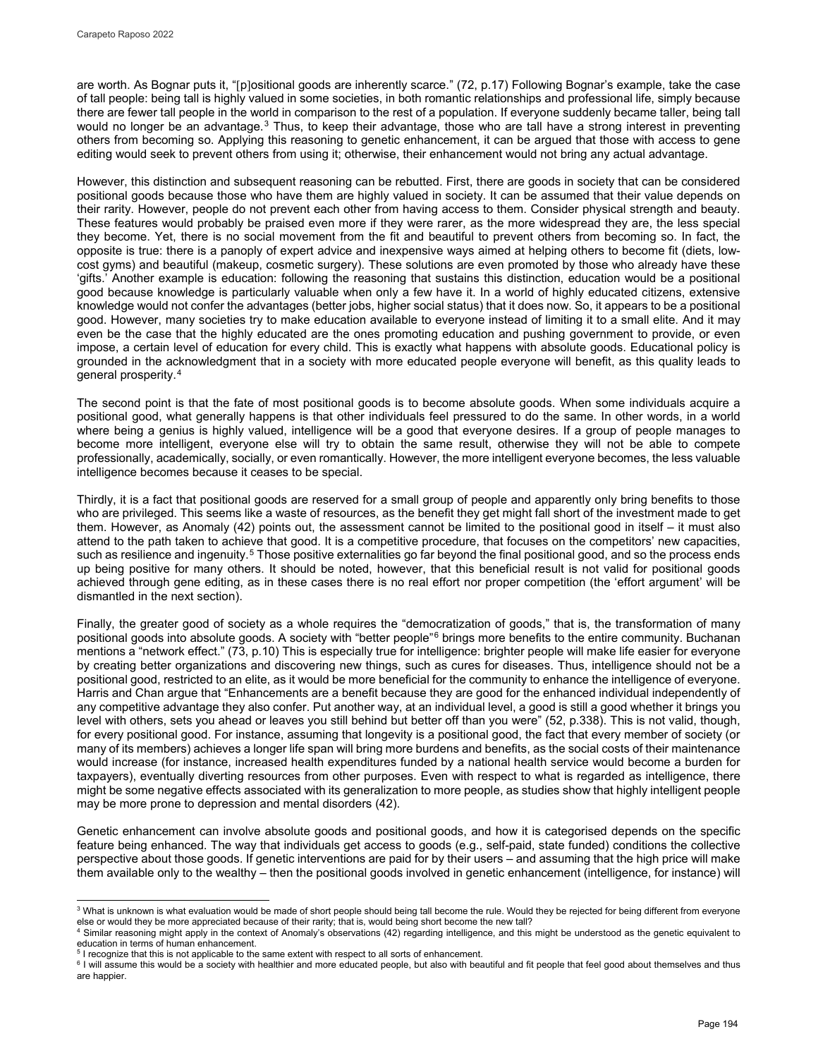are worth. As Bognar puts it, "[p]ositional goods are inherently scarce." (72, p.17) Following Bognar's example, take the case of tall people: being tall is highly valued in some societies, in both romantic relationships and professional life, simply because there are fewer tall people in the world in comparison to the rest of a population. If everyone suddenly became taller, being tall would no longer be an advantage.[3] Thus, to keep their advantage, those who are tall have a strong interest in preventing others from becoming so. Applying this reasoning to genetic enhancement, it can be argued that those with access to gene editing would seek to prevent others from using it; otherwise, their enhancement would not bring any actual advantage.

However, this distinction and subsequent reasoning can be rebutted. First, there are goods in society that can be considered positional goods because those who have them are highly valued in society. It can be assumed that their value depends on their rarity. However, people do not prevent each other from having access to them. Consider physical strength and beauty. These features would probably be praised even more if they were rarer, as the more widespread they are, the less special they become. Yet, there is no social movement from the fit and beautiful to prevent others from becoming so. In fact, the opposite is true: there is a panoply of expert advice and inexpensive ways aimed at helping others to become fit (diets, low-cost gyms) and beautiful (makeup, cosmetic surgery). These solutions are even promoted by those who already have these 'gifts.' Another example is education: following the reasoning that sustains this distinction, education would be a positional good because knowledge is particularly valuable when only a few have it. In a world of highly educated citizens, extensive knowledge would not confer the advantages (better jobs, higher social status) that it does now. So, it appears to be a positional good. However, many societies try to make education available to everyone instead of limiting it to a small elite. And it may even be the case that the highly educated are the ones promoting education and pushing government to provide, or even impose, a certain level of education for every child. This is exactly what happens with absolute goods. Educational policy is grounded in the acknowledgment that in a society with more educated people everyone will benefit, as this quality leads to general prosperity.[4]

The second point is that the fate of most positional goods is to become absolute goods. When some individuals acquire a positional good, what generally happens is that other individuals feel pressured to do the same. In other words, in a world where being a genius is highly valued, intelligence will be a good that everyone desires. If a group of people manages to become more intelligent, everyone else will try to obtain the same result, otherwise they will not be able to compete professionally, academically, socially, or even romantically. However, the more intelligent everyone becomes, the less valuable intelligence becomes because it ceases to be special.

Thirdly, it is a fact that positional goods are reserved for a small group of people and apparently only bring benefits to those who are privileged. This seems like a waste of resources, as the benefit they get might fall short of the investment made to get them. However, as Anomaly (42) points out, the assessment cannot be limited to the positional good in itself – it must also attend to the path taken to achieve that good. It is a competitive procedure, that focuses on the competitors' new capacities, such as resilience and ingenuity.[5] Those positive externalities go far beyond the final positional good, and so the process ends up being positive for many others. It should be noted, however, that this beneficial result is not valid for positional goods achieved through gene editing, as in these cases there is no real effort nor proper competition (the 'effort argument' will be dismantled in the next section).

Finally, the greater good of society as a whole requires the "democratization of goods," that is, the transformation of many positional goods into absolute goods. A society with "better people"[6] brings more benefits to the entire community. Buchanan mentions a "network effect." (73, p.10) This is especially true for intelligence: brighter people will make life easier for everyone by creating better organizations and discovering new things, such as cures for diseases. Thus, intelligence should not be a positional good, restricted to an elite, as it would be more beneficial for the community to enhance the intelligence of everyone. Harris and Chan argue that "Enhancements are a benefit because they are good for the enhanced individual independently of any competitive advantage they also confer. Put another way, at an individual level, a good is still a good whether it brings you level with others, sets you ahead or leaves you still behind but better off than you were" (52, p.338). This is not valid, though, for every positional good. For instance, assuming that longevity is a positional good, the fact that every member of society (or many of its members) achieves a longer life span will bring more burdens and benefits, as the social costs of their maintenance would increase (for instance, increased health expenditures funded by a national health service would become a burden for taxpayers), eventually diverting resources from other purposes. Even with respect to what is regarded as intelligence, there might be some negative effects associated with its generalization to more people, as studies show that highly intelligent people may be more prone to depression and mental disorders (42).

Genetic enhancement can involve absolute goods and positional goods, and how it is categorised depends on the specific feature being enhanced. The way that individuals get access to goods (e.g., self-paid, state funded) conditions the collective perspective about those goods. If genetic interventions are paid for by their users – and assuming that the high price will make them available only to the wealthy – then the positional goods involved in genetic enhancement (intelligence, for instance) will

---

[3] What is unknown is what evaluation would be made of short people should being tall become the rule. Would they be rejected for being different from everyone else or would they be more appreciated because of their rarity; that is, would being short become the new tall?

[4] Similar reasoning might apply in the context of Anomaly's observations (42) regarding intelligence, and this might be understood as the genetic equivalent to education in terms of human enhancement.

[5] I recognize that this is not applicable to the same extent with respect to all sorts of enhancement.

[6] I will assume this would be a society with healthier and more educated people, but also with beautiful and fit people that feel good about themselves and thus are happier.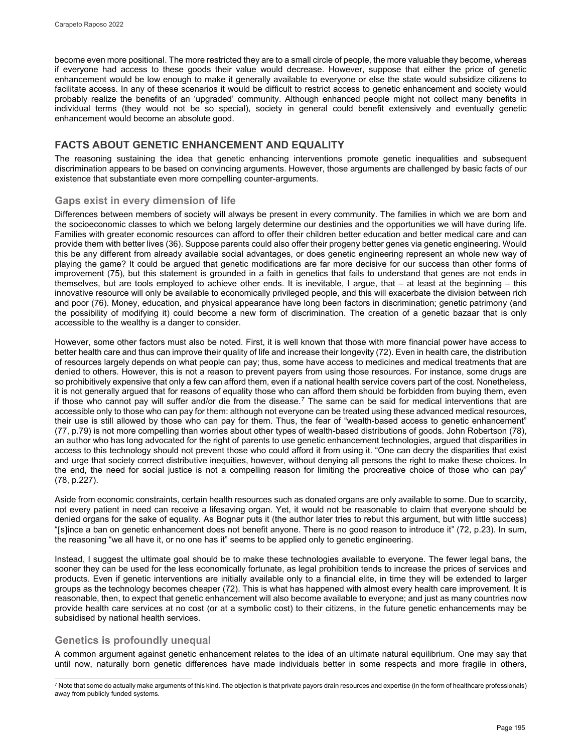become even more positional. The more restricted they are to a small circle of people, the more valuable they become, whereas if everyone had access to these goods their value would decrease. However, suppose that either the price of genetic enhancement would be low enough to make it generally available to everyone or else the state would subsidize citizens to facilitate access. In any of these scenarios it would be difficult to restrict access to genetic enhancement and society would probably realize the benefits of an 'upgraded' community. Although enhanced people might not collect many benefits in individual terms (they would not be so special), society in general could benefit extensively and eventually genetic enhancement would become an absolute good.

## FACTS ABOUT GENETIC ENHANCEMENT AND EQUALITY

The reasoning sustaining the idea that genetic enhancing interventions promote genetic inequalities and subsequent discrimination appears to be based on convincing arguments. However, those arguments are challenged by basic facts of our existence that substantiate even more compelling counter-arguments.

### Gaps exist in every dimension of life

Differences between members of society will always be present in every community. The families in which we are born and the socioeconomic classes to which we belong largely determine our destinies and the opportunities we will have during life. Families with greater economic resources can afford to offer their children better education and better medical care and can provide them with better lives (36). Suppose parents could also offer their progeny better genes via genetic engineering. Would this be any different from already available social advantages, or does genetic engineering represent an whole new way of playing the game? It could be argued that genetic modifications are far more decisive for our success than other forms of improvement (75), but this statement is grounded in a faith in genetics that fails to understand that genes are not ends in themselves, but are tools employed to achieve other ends. It is inevitable, I argue, that – at least at the beginning – this innovative resource will only be available to economically privileged people, and this will exacerbate the division between rich and poor (76). Money, education, and physical appearance have long been factors in discrimination; genetic patrimony (and the possibility of modifying it) could become a new form of discrimination. The creation of a genetic bazaar that is only accessible to the wealthy is a danger to consider.

However, some other factors must also be noted. First, it is well known that those with more financial power have access to better health care and thus can improve their quality of life and increase their longevity (72). Even in health care, the distribution of resources largely depends on what people can pay; thus, some have access to medicines and medical treatments that are denied to others. However, this is not a reason to prevent payers from using those resources. For instance, some drugs are so prohibitively expensive that only a few can afford them, even if a national health service covers part of the cost. Nonetheless, it is not generally argued that for reasons of equality those who can afford them should be forbidden from buying them, even if those who cannot pay will suffer and/or die from the disease.[7] The same can be said for medical interventions that are accessible only to those who can pay for them: although not everyone can be treated using these advanced medical resources, their use is still allowed by those who can pay for them. Thus, the fear of "wealth-based access to genetic enhancement" (77, p.79) is not more compelling than worries about other types of wealth-based distributions of goods. John Robertson (78), an author who has long advocated for the right of parents to use genetic enhancement technologies, argued that disparities in access to this technology should not prevent those who could afford it from using it. "One can decry the disparities that exist and urge that society correct distributive inequities, however, without denying all persons the right to make these choices. In the end, the need for social justice is not a compelling reason for limiting the procreative choice of those who can pay" (78, p.227).

Aside from economic constraints, certain health resources such as donated organs are only available to some. Due to scarcity, not every patient in need can receive a lifesaving organ. Yet, it would not be reasonable to claim that everyone should be denied organs for the sake of equality. As Bognar puts it (the author later tries to rebut this argument, but with little success) "[s]ince a ban on genetic enhancement does not benefit anyone. There is no good reason to introduce it" (72, p.23). In sum, the reasoning "we all have it, or no one has it" seems to be applied only to genetic engineering.

Instead, I suggest the ultimate goal should be to make these technologies available to everyone. The fewer legal bans, the sooner they can be used for the less economically fortunate, as legal prohibition tends to increase the prices of services and products. Even if genetic interventions are initially available only to a financial elite, in time they will be extended to larger groups as the technology becomes cheaper (72). This is what has happened with almost every health care improvement. It is reasonable, then, to expect that genetic enhancement will also become available to everyone; and just as many countries now provide health care services at no cost (or at a symbolic cost) to their citizens, in the future genetic enhancements may be subsidised by national health services.

### Genetics is profoundly unequal

A common argument against genetic enhancement relates to the idea of an ultimate natural equilibrium. One may say that until now, naturally born genetic differences have made individuals better in some respects and more fragile in others,

[7] Note that some do actually make arguments of this kind. The objection is that private payors drain resources and expertise (in the form of healthcare professionals) away from publicly funded systems.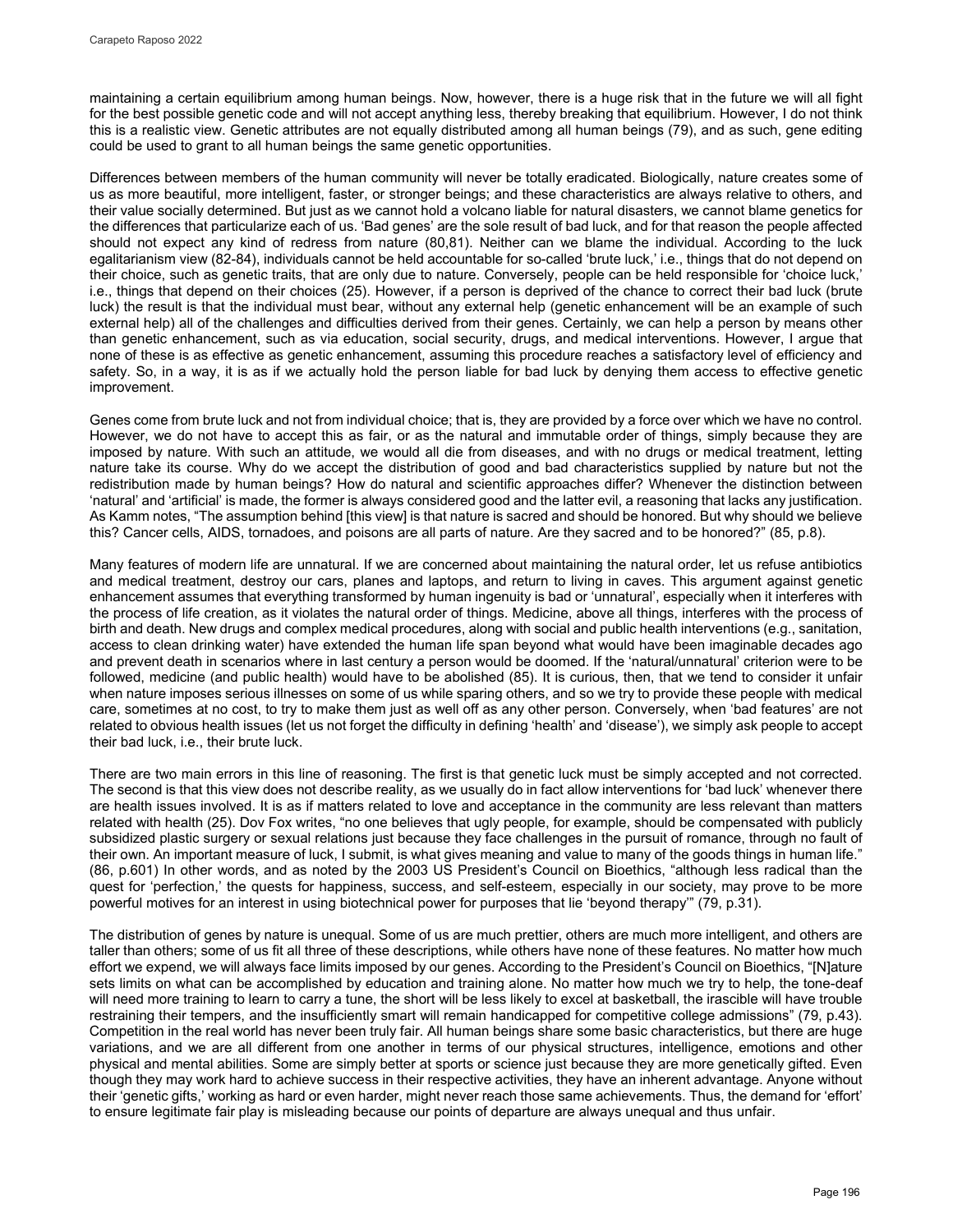maintaining a certain equilibrium among human beings. Now, however, there is a huge risk that in the future we will all fight for the best possible genetic code and will not accept anything less, thereby breaking that equilibrium. However, I do not think this is a realistic view. Genetic attributes are not equally distributed among all human beings (79), and as such, gene editing could be used to grant to all human beings the same genetic opportunities.

Differences between members of the human community will never be totally eradicated. Biologically, nature creates some of us as more beautiful, more intelligent, faster, or stronger beings; and these characteristics are always relative to others, and their value socially determined. But just as we cannot hold a volcano liable for natural disasters, we cannot blame genetics for the differences that particularize each of us. 'Bad genes' are the sole result of bad luck, and for that reason the people affected should not expect any kind of redress from nature (80,81). Neither can we blame the individual. According to the luck egalitarianism view (82-84), individuals cannot be held accountable for so-called 'brute luck,' i.e., things that do not depend on their choice, such as genetic traits, that are only due to nature. Conversely, people can be held responsible for 'choice luck,' i.e., things that depend on their choices (25). However, if a person is deprived of the chance to correct their bad luck (brute luck) the result is that the individual must bear, without any external help (genetic enhancement will be an example of such external help) all of the challenges and difficulties derived from their genes. Certainly, we can help a person by means other than genetic enhancement, such as via education, social security, drugs, and medical interventions. However, I argue that none of these is as effective as genetic enhancement, assuming this procedure reaches a satisfactory level of efficiency and safety. So, in a way, it is as if we actually hold the person liable for bad luck by denying them access to effective genetic improvement.

Genes come from brute luck and not from individual choice; that is, they are provided by a force over which we have no control. However, we do not have to accept this as fair, or as the natural and immutable order of things, simply because they are imposed by nature. With such an attitude, we would all die from diseases, and with no drugs or medical treatment, letting nature take its course. Why do we accept the distribution of good and bad characteristics supplied by nature but not the redistribution made by human beings? How do natural and scientific approaches differ? Whenever the distinction between 'natural' and 'artificial' is made, the former is always considered good and the latter evil, a reasoning that lacks any justification. As Kamm notes, "The assumption behind [this view] is that nature is sacred and should be honored. But why should we believe this? Cancer cells, AIDS, tornadoes, and poisons are all parts of nature. Are they sacred and to be honored?" (85, p.8).

Many features of modern life are unnatural. If we are concerned about maintaining the natural order, let us refuse antibiotics and medical treatment, destroy our cars, planes and laptops, and return to living in caves. This argument against genetic enhancement assumes that everything transformed by human ingenuity is bad or 'unnatural', especially when it interferes with the process of life creation, as it violates the natural order of things. Medicine, above all things, interferes with the process of birth and death. New drugs and complex medical procedures, along with social and public health interventions (e.g., sanitation, access to clean drinking water) have extended the human life span beyond what would have been imaginable decades ago and prevent death in scenarios where in last century a person would be doomed. If the 'natural/unnatural' criterion were to be followed, medicine (and public health) would have to be abolished (85). It is curious, then, that we tend to consider it unfair when nature imposes serious illnesses on some of us while sparing others, and so we try to provide these people with medical care, sometimes at no cost, to try to make them just as well off as any other person. Conversely, when 'bad features' are not related to obvious health issues (let us not forget the difficulty in defining 'health' and 'disease'), we simply ask people to accept their bad luck, i.e., their brute luck.

There are two main errors in this line of reasoning. The first is that genetic luck must be simply accepted and not corrected. The second is that this view does not describe reality, as we usually do in fact allow interventions for 'bad luck' whenever there are health issues involved. It is as if matters related to love and acceptance in the community are less relevant than matters related with health (25). Dov Fox writes, "no one believes that ugly people, for example, should be compensated with publicly subsidized plastic surgery or sexual relations just because they face challenges in the pursuit of romance, through no fault of their own. An important measure of luck, I submit, is what gives meaning and value to many of the goods things in human life." (86, p.601) In other words, and as noted by the 2003 US President's Council on Bioethics, "although less radical than the quest for 'perfection,' the quests for happiness, success, and self-esteem, especially in our society, may prove to be more powerful motives for an interest in using biotechnical power for purposes that lie 'beyond therapy'" (79, p.31).

The distribution of genes by nature is unequal. Some of us are much prettier, others are much more intelligent, and others are taller than others; some of us fit all three of these descriptions, while others have none of these features. No matter how much effort we expend, we will always face limits imposed by our genes. According to the President's Council on Bioethics, "[N]ature sets limits on what can be accomplished by education and training alone. No matter how much we try to help, the tone-deaf will need more training to learn to carry a tune, the short will be less likely to excel at basketball, the irascible will have trouble restraining their tempers, and the insufficiently smart will remain handicapped for competitive college admissions" (79, p.43). Competition in the real world has never been truly fair. All human beings share some basic characteristics, but there are huge variations, and we are all different from one another in terms of our physical structures, intelligence, emotions and other physical and mental abilities. Some are simply better at sports or science just because they are more genetically gifted. Even though they may work hard to achieve success in their respective activities, they have an inherent advantage. Anyone without their 'genetic gifts,' working as hard or even harder, might never reach those same achievements. Thus, the demand for 'effort' to ensure legitimate fair play is misleading because our points of departure are always unequal and thus unfair.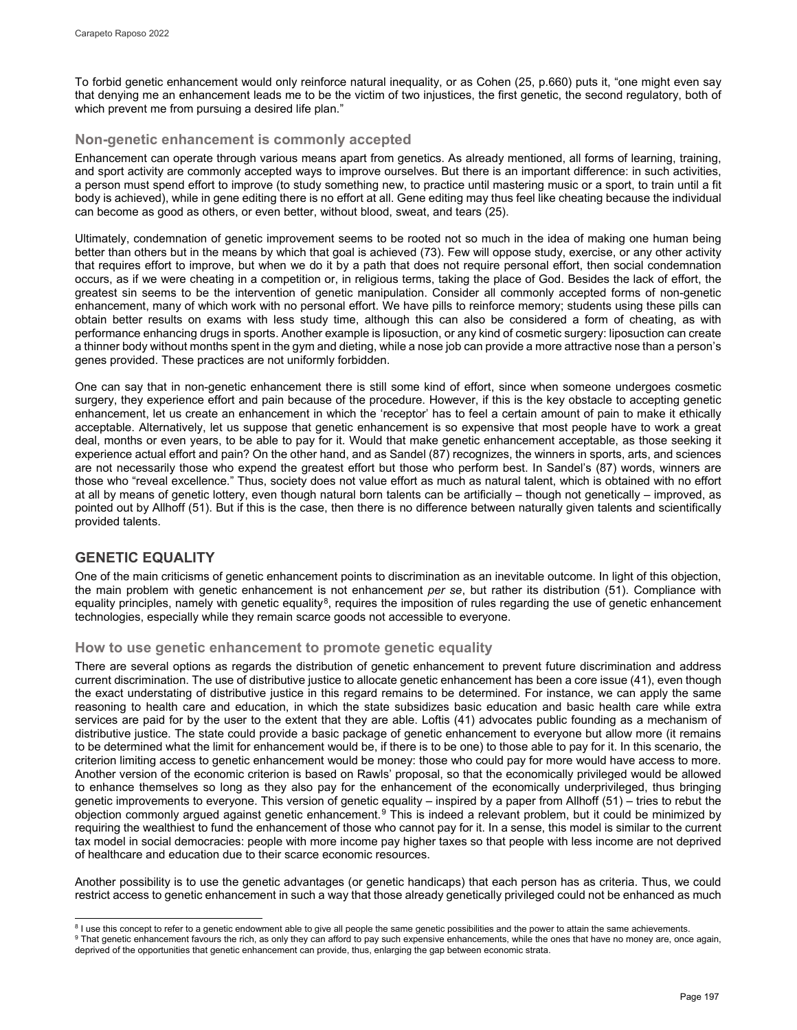To forbid genetic enhancement would only reinforce natural inequality, or as Cohen (25, p.660) puts it, "one might even say that denying me an enhancement leads me to be the victim of two injustices, the first genetic, the second regulatory, both of which prevent me from pursuing a desired life plan."

### Non-genetic enhancement is commonly accepted

Enhancement can operate through various means apart from genetics. As already mentioned, all forms of learning, training, and sport activity are commonly accepted ways to improve ourselves. But there is an important difference: in such activities, a person must spend effort to improve (to study something new, to practice until mastering music or a sport, to train until a fit body is achieved), while in gene editing there is no effort at all. Gene editing may thus feel like cheating because the individual can become as good as others, or even better, without blood, sweat, and tears (25).

Ultimately, condemnation of genetic improvement seems to be rooted not so much in the idea of making one human being better than others but in the means by which that goal is achieved (73). Few will oppose study, exercise, or any other activity that requires effort to improve, but when we do it by a path that does not require personal effort, then social condemnation occurs, as if we were cheating in a competition or, in religious terms, taking the place of God. Besides the lack of effort, the greatest sin seems to be the intervention of genetic manipulation. Consider all commonly accepted forms of non-genetic enhancement, many of which work with no personal effort. We have pills to reinforce memory; students using these pills can obtain better results on exams with less study time, although this can also be considered a form of cheating, as with performance enhancing drugs in sports. Another example is liposuction, or any kind of cosmetic surgery: liposuction can create a thinner body without months spent in the gym and dieting, while a nose job can provide a more attractive nose than a person's genes provided. These practices are not uniformly forbidden.

One can say that in non-genetic enhancement there is still some kind of effort, since when someone undergoes cosmetic surgery, they experience effort and pain because of the procedure. However, if this is the key obstacle to accepting genetic enhancement, let us create an enhancement in which the 'receptor' has to feel a certain amount of pain to make it ethically acceptable. Alternatively, let us suppose that genetic enhancement is so expensive that most people have to work a great deal, months or even years, to be able to pay for it. Would that make genetic enhancement acceptable, as those seeking it experience actual effort and pain? On the other hand, and as Sandel (87) recognizes, the winners in sports, arts, and sciences are not necessarily those who expend the greatest effort but those who perform best. In Sandel's (87) words, winners are those who "reveal excellence." Thus, society does not value effort as much as natural talent, which is obtained with no effort at all by means of genetic lottery, even though natural born talents can be artificially – though not genetically – improved, as pointed out by Allhoff (51). But if this is the case, then there is no difference between naturally given talents and scientifically provided talents.

## GENETIC EQUALITY

One of the main criticisms of genetic enhancement points to discrimination as an inevitable outcome. In light of this objection, the main problem with genetic enhancement is not enhancement *per se*, but rather its distribution (51). Compliance with equality principles, namely with genetic equality[8], requires the imposition of rules regarding the use of genetic enhancement technologies, especially while they remain scarce goods not accessible to everyone.

### How to use genetic enhancement to promote genetic equality

There are several options as regards the distribution of genetic enhancement to prevent future discrimination and address current discrimination. The use of distributive justice to allocate genetic enhancement has been a core issue (41), even though the exact understating of distributive justice in this regard remains to be determined. For instance, we can apply the same reasoning to health care and education, in which the state subsidizes basic education and basic health care while extra services are paid for by the user to the extent that they are able. Loftis (41) advocates public founding as a mechanism of distributive justice. The state could provide a basic package of genetic enhancement to everyone but allow more (it remains to be determined what the limit for enhancement would be, if there is to be one) to those able to pay for it. In this scenario, the criterion limiting access to genetic enhancement would be money: those who could pay for more would have access to more. Another version of the economic criterion is based on Rawls' proposal, so that the economically privileged would be allowed to enhance themselves so long as they also pay for the enhancement of the economically underprivileged, thus bringing genetic improvements to everyone. This version of genetic equality – inspired by a paper from Allhoff (51) – tries to rebut the objection commonly argued against genetic enhancement.[9] This is indeed a relevant problem, but it could be minimized by requiring the wealthiest to fund the enhancement of those who cannot pay for it. In a sense, this model is similar to the current tax model in social democracies: people with more income pay higher taxes so that people with less income are not deprived of healthcare and education due to their scarce economic resources.

Another possibility is to use the genetic advantages (or genetic handicaps) that each person has as criteria. Thus, we could restrict access to genetic enhancement in such a way that those already genetically privileged could not be enhanced as much

---

[8] I use this concept to refer to a genetic endowment able to give all people the same genetic possibilities and the power to attain the same achievements.

[9] That genetic enhancement favours the rich, as only they can afford to pay such expensive enhancements, while the ones that have no money are, once again, deprived of the opportunities that genetic enhancement can provide, thus, enlarging the gap between economic strata.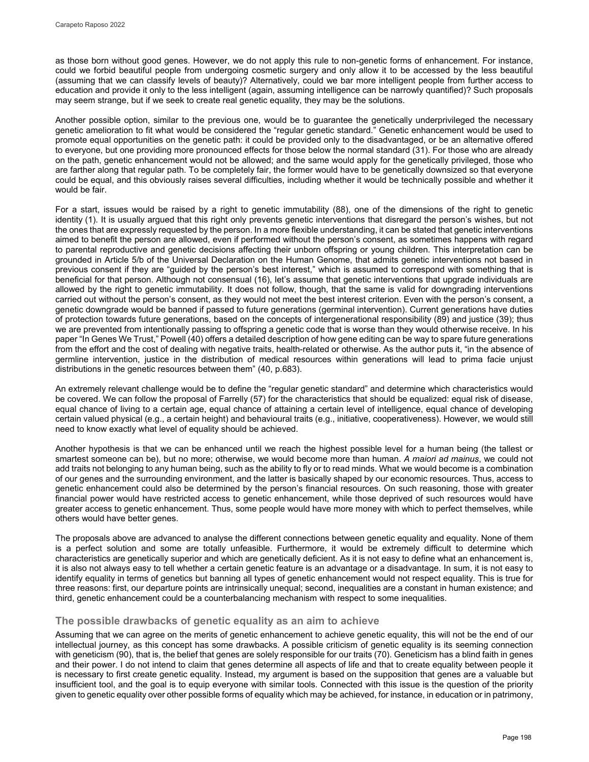as those born without good genes. However, we do not apply this rule to non-genetic forms of enhancement. For instance, could we forbid beautiful people from undergoing cosmetic surgery and only allow it to be accessed by the less beautiful (assuming that we can classify levels of beauty)? Alternatively, could we bar more intelligent people from further access to education and provide it only to the less intelligent (again, assuming intelligence can be narrowly quantified)? Such proposals may seem strange, but if we seek to create real genetic equality, they may be the solutions.

Another possible option, similar to the previous one, would be to guarantee the genetically underprivileged the necessary genetic amelioration to fit what would be considered the "regular genetic standard." Genetic enhancement would be used to promote equal opportunities on the genetic path: it could be provided only to the disadvantaged, or be an alternative offered to everyone, but one providing more pronounced effects for those below the normal standard (31). For those who are already on the path, genetic enhancement would not be allowed; and the same would apply for the genetically privileged, those who are farther along that regular path. To be completely fair, the former would have to be genetically downsized so that everyone could be equal, and this obviously raises several difficulties, including whether it would be technically possible and whether it would be fair.

For a start, issues would be raised by a right to genetic immutability (88), one of the dimensions of the right to genetic identity (1). It is usually argued that this right only prevents genetic interventions that disregard the person's wishes, but not the ones that are expressly requested by the person. In a more flexible understanding, it can be stated that genetic interventions aimed to benefit the person are allowed, even if performed without the person's consent, as sometimes happens with regard to parental reproductive and genetic decisions affecting their unborn offspring or young children. This interpretation can be grounded in Article 5/b of the Universal Declaration on the Human Genome, that admits genetic interventions not based in previous consent if they are "guided by the person's best interest," which is assumed to correspond with something that is beneficial for that person. Although not consensual (16), let's assume that genetic interventions that upgrade individuals are allowed by the right to genetic immutability. It does not follow, though, that the same is valid for downgrading interventions carried out without the person's consent, as they would not meet the best interest criterion. Even with the person's consent, a genetic downgrade would be banned if passed to future generations (germinal intervention). Current generations have duties of protection towards future generations, based on the concepts of intergenerational responsibility (89) and justice (39); thus we are prevented from intentionally passing to offspring a genetic code that is worse than they would otherwise receive. In his paper "In Genes We Trust," Powell (40) offers a detailed description of how gene editing can be way to spare future generations from the effort and the cost of dealing with negative traits, health-related or otherwise. As the author puts it, "in the absence of germline intervention, justice in the distribution of medical resources within generations will lead to prima facie unjust distributions in the genetic resources between them" (40, p.683).

An extremely relevant challenge would be to define the "regular genetic standard" and determine which characteristics would be covered. We can follow the proposal of Farrelly (57) for the characteristics that should be equalized: equal risk of disease, equal chance of living to a certain age, equal chance of attaining a certain level of intelligence, equal chance of developing certain valued physical (e.g., a certain height) and behavioural traits (e.g., initiative, cooperativeness). However, we would still need to know exactly what level of equality should be achieved.

Another hypothesis is that we can be enhanced until we reach the highest possible level for a human being (the tallest or smartest someone can be), but no more; otherwise, we would become more than human. *A maiori ad mainus*, we could not add traits not belonging to any human being, such as the ability to fly or to read minds. What we would become is a combination of our genes and the surrounding environment, and the latter is basically shaped by our economic resources. Thus, access to genetic enhancement could also be determined by the person's financial resources. On such reasoning, those with greater financial power would have restricted access to genetic enhancement, while those deprived of such resources would have greater access to genetic enhancement. Thus, some people would have more money with which to perfect themselves, while others would have better genes.

The proposals above are advanced to analyse the different connections between genetic equality and equality. None of them is a perfect solution and some are totally unfeasible. Furthermore, it would be extremely difficult to determine which characteristics are genetically superior and which are genetically deficient. As it is not easy to define what an enhancement is, it is also not always easy to tell whether a certain genetic feature is an advantage or a disadvantage. In sum, it is not easy to identify equality in terms of genetics but banning all types of genetic enhancement would not respect equality. This is true for three reasons: first, our departure points are intrinsically unequal; second, inequalities are a constant in human existence; and third, genetic enhancement could be a counterbalancing mechanism with respect to some inequalities.

## The possible drawbacks of genetic equality as an aim to achieve

Assuming that we can agree on the merits of genetic enhancement to achieve genetic equality, this will not be the end of our intellectual journey, as this concept has some drawbacks. A possible criticism of genetic equality is its seeming connection with geneticism (90), that is, the belief that genes are solely responsible for our traits (70). Geneticism has a blind faith in genes and their power. I do not intend to claim that genes determine all aspects of life and that to create equality between people it is necessary to first create genetic equality. Instead, my argument is based on the supposition that genes are a valuable but insufficient tool, and the goal is to equip everyone with similar tools. Connected with this issue is the question of the priority given to genetic equality over other possible forms of equality which may be achieved, for instance, in education or in patrimony,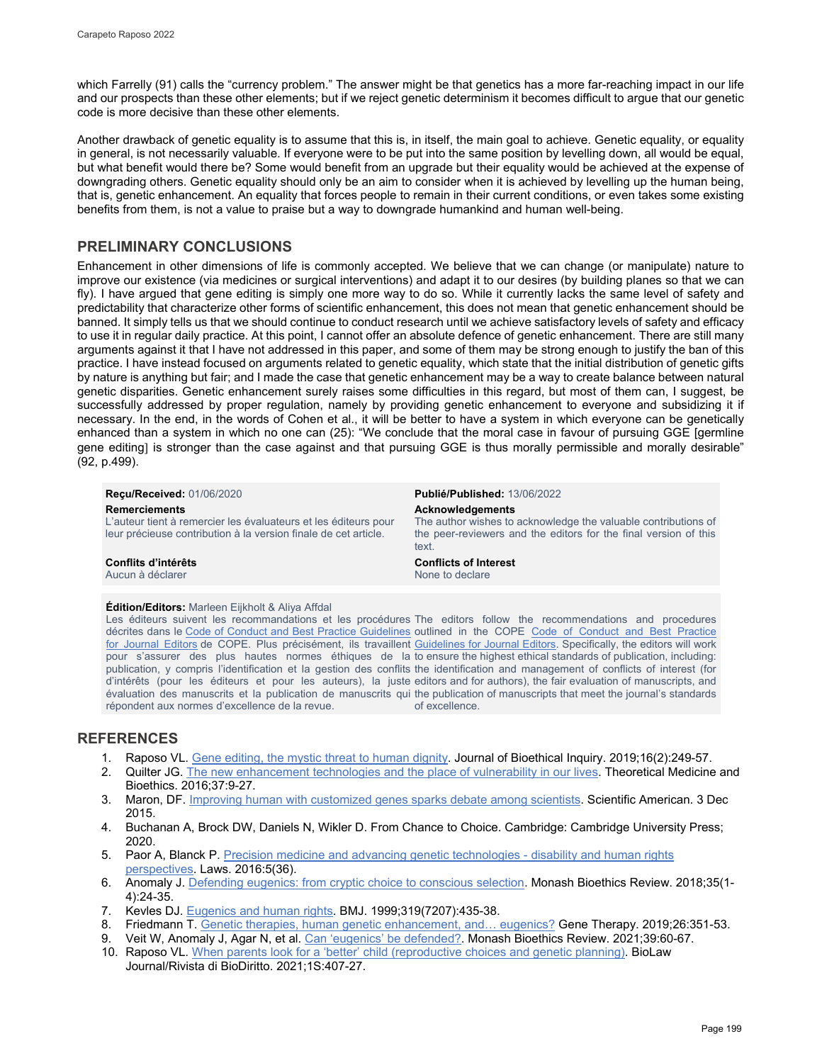which Farrelly (91) calls the "currency problem." The answer might be that genetics has a more far-reaching impact in our life and our prospects than these other elements; but if we reject genetic determinism it becomes difficult to argue that our genetic code is more decisive than these other elements.

Another drawback of genetic equality is to assume that this is, in itself, the main goal to achieve. Genetic equality, or equality in general, is not necessarily valuable. If everyone were to be put into the same position by levelling down, all would be equal, but what benefit would there be? Some would benefit from an upgrade but their equality would be achieved at the expense of downgrading others. Genetic equality should only be an aim to consider when it is achieved by levelling up the human being, that is, genetic enhancement. An equality that forces people to remain in their current conditions, or even takes some existing benefits from them, is not a value to praise but a way to downgrade humankind and human well-being.

## PRELIMINARY CONCLUSIONS

Enhancement in other dimensions of life is commonly accepted. We believe that we can change (or manipulate) nature to improve our existence (via medicines or surgical interventions) and adapt it to our desires (by building planes so that we can fly). I have argued that gene editing is simply one more way to do so. While it currently lacks the same level of safety and predictability that characterize other forms of scientific enhancement, this does not mean that genetic enhancement should be banned. It simply tells us that we should continue to conduct research until we achieve satisfactory levels of safety and efficacy to use it in regular daily practice. At this point, I cannot offer an absolute defence of genetic enhancement. There are still many arguments against it that I have not addressed in this paper, and some of them may be strong enough to justify the ban of this practice. I have instead focused on arguments related to genetic equality, which state that the initial distribution of genetic gifts by nature is anything but fair; and I made the case that genetic enhancement may be a way to create balance between natural genetic disparities. Genetic enhancement surely raises some difficulties in this regard, but most of them can, I suggest, be successfully addressed by proper regulation, namely by providing genetic enhancement to everyone and subsidizing it if necessary. In the end, in the words of Cohen et al., it will be better to have a system in which everyone can be genetically enhanced than a system in which no one can (25): "We conclude that the moral case in favour of pursuing GGE [germline gene editing] is stronger than the case against and that pursuing GGE is thus morally permissible and morally desirable" (92, p.499).

**Reçu/Received:** 01/06/2020

**Publié/Published:** 13/06/2022

**Remerciements**
L'auteur tient à remercier les évaluateurs et les éditeurs pour leur précieuse contribution à la version finale de cet article.

**Acknowledgements**
The author wishes to acknowledge the valuable contributions of the peer-reviewers and the editors for the final version of this text.

**Conflits d'intérêts**
Aucun à déclarer

**Conflicts of Interest**
None to declare

**Édition/Editors:** Marleen Eijkholt & Aliya Affdal

Les éditeurs suivent les recommandations et les procédures décrites dans le Code of Conduct and Best Practice Guidelines for Journal Editors de COPE. Plus précisément, ils travaillent pour s'assurer des plus hautes normes éthiques de la publication, y compris l'identification et la gestion des conflits d'intérêts (pour les éditeurs et pour les auteurs), la juste évaluation des manuscrits et la publication de manuscrits qui répondent aux normes d'excellence de la revue.

The editors follow the recommendations and procedures outlined in the COPE Code of Conduct and Best Practice Guidelines for Journal Editors. Specifically, the editors will work to ensure the highest ethical standards of publication, including: the identification and management of conflicts of interest (for editors and for authors), the fair evaluation of manuscripts, and the publication of manuscripts that meet the journal's standards of excellence.

## REFERENCES

1. Raposo VL. Gene editing, the mystic threat to human dignity. Journal of Bioethical Inquiry. 2019;16(2):249-57.
2. Quilter JG. The new enhancement technologies and the place of vulnerability in our lives. Theoretical Medicine and Bioethics. 2016;37:9-27.
3. Maron, DF. Improving human with customized genes sparks debate among scientists. Scientific American. 3 Dec 2015.
4. Buchanan A, Brock DW, Daniels N, Wikler D. From Chance to Choice. Cambridge: Cambridge University Press; 2020.
5. Paor A, Blanck P. Precision medicine and advancing genetic technologies - disability and human rights perspectives. Laws. 2016:5(36).
6. Anomaly J. Defending eugenics: from cryptic choice to conscious selection. Monash Bioethics Review. 2018;35(1-4):24-35.
7. Kevles DJ. Eugenics and human rights. BMJ. 1999;319(7207):435-38.
8. Friedmann T. Genetic therapies, human genetic enhancement, and… eugenics? Gene Therapy. 2019;26:351-53.
9. Veit W, Anomaly J, Agar N, et al. Can 'eugenics' be defended?. Monash Bioethics Review. 2021;39:60-67.
10. Raposo VL. When parents look for a 'better' child (reproductive choices and genetic planning). BioLaw Journal/Rivista di BioDiritto. 2021;1S:407-27.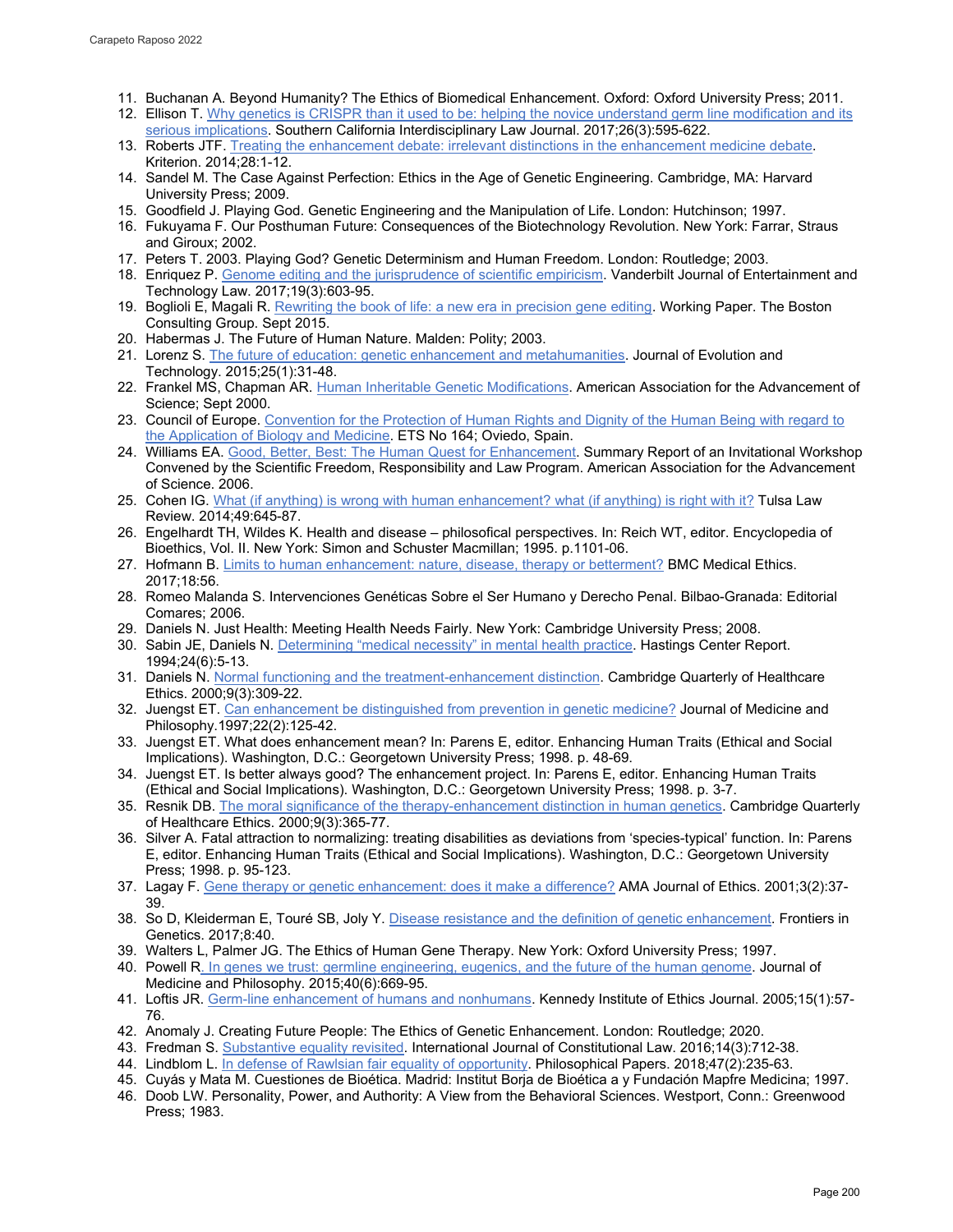11. Buchanan A. Beyond Humanity? The Ethics of Biomedical Enhancement. Oxford: Oxford University Press; 2011.
12. Ellison T. Why genetics is CRISPR than it used to be: helping the novice understand germ line modification and its serious implications. Southern California Interdisciplinary Law Journal. 2017;26(3):595-622.
13. Roberts JTF. Treating the enhancement debate: irrelevant distinctions in the enhancement medicine debate. Kriterion. 2014;28:1-12.
14. Sandel M. The Case Against Perfection: Ethics in the Age of Genetic Engineering. Cambridge, MA: Harvard University Press; 2009.
15. Goodfield J. Playing God. Genetic Engineering and the Manipulation of Life. London: Hutchinson; 1997.
16. Fukuyama F. Our Posthuman Future: Consequences of the Biotechnology Revolution. New York: Farrar, Straus and Giroux; 2002.
17. Peters T. 2003. Playing God? Genetic Determinism and Human Freedom. London: Routledge; 2003.
18. Enriquez P. Genome editing and the jurisprudence of scientific empiricism. Vanderbilt Journal of Entertainment and Technology Law. 2017;19(3):603-95.
19. Boglioli E, Magali R. Rewriting the book of life: a new era in precision gene editing. Working Paper. The Boston Consulting Group. Sept 2015.
20. Habermas J. The Future of Human Nature. Malden: Polity; 2003.
21. Lorenz S. The future of education: genetic enhancement and metahumanities. Journal of Evolution and Technology. 2015;25(1):31-48.
22. Frankel MS, Chapman AR. Human Inheritable Genetic Modifications. American Association for the Advancement of Science; Sept 2000.
23. Council of Europe. Convention for the Protection of Human Rights and Dignity of the Human Being with regard to the Application of Biology and Medicine. ETS No 164; Oviedo, Spain.
24. Williams EA. Good, Better, Best: The Human Quest for Enhancement. Summary Report of an Invitational Workshop Convened by the Scientific Freedom, Responsibility and Law Program. American Association for the Advancement of Science. 2006.
25. Cohen IG. What (if anything) is wrong with human enhancement? what (if anything) is right with it? Tulsa Law Review. 2014;49:645-87.
26. Engelhardt TH, Wildes K. Health and disease – philosofical perspectives. In: Reich WT, editor. Encyclopedia of Bioethics, Vol. II. New York: Simon and Schuster Macmillan; 1995. p.1101-06.
27. Hofmann B. Limits to human enhancement: nature, disease, therapy or betterment? BMC Medical Ethics. 2017;18:56.
28. Romeo Malanda S. Intervenciones Genéticas Sobre el Ser Humano y Derecho Penal. Bilbao-Granada: Editorial Comares; 2006.
29. Daniels N. Just Health: Meeting Health Needs Fairly. New York: Cambridge University Press; 2008.
30. Sabin JE, Daniels N. Determining "medical necessity" in mental health practice. Hastings Center Report. 1994;24(6):5-13.
31. Daniels N. Normal functioning and the treatment-enhancement distinction. Cambridge Quarterly of Healthcare Ethics. 2000;9(3):309-22.
32. Juengst ET. Can enhancement be distinguished from prevention in genetic medicine? Journal of Medicine and Philosophy.1997;22(2):125-42.
33. Juengst ET. What does enhancement mean? In: Parens E, editor. Enhancing Human Traits (Ethical and Social Implications). Washington, D.C.: Georgetown University Press; 1998. p. 48-69.
34. Juengst ET. Is better always good? The enhancement project. In: Parens E, editor. Enhancing Human Traits (Ethical and Social Implications). Washington, D.C.: Georgetown University Press; 1998. p. 3-7.
35. Resnik DB. The moral significance of the therapy-enhancement distinction in human genetics. Cambridge Quarterly of Healthcare Ethics. 2000;9(3):365-77.
36. Silver A. Fatal attraction to normalizing: treating disabilities as deviations from 'species-typical' function. In: Parens E, editor. Enhancing Human Traits (Ethical and Social Implications). Washington, D.C.: Georgetown University Press; 1998. p. 95-123.
37. Lagay F. Gene therapy or genetic enhancement: does it make a difference? AMA Journal of Ethics. 2001;3(2):37-39.
38. So D, Kleiderman E, Touré SB, Joly Y. Disease resistance and the definition of genetic enhancement. Frontiers in Genetics. 2017;8:40.
39. Walters L, Palmer JG. The Ethics of Human Gene Therapy. New York: Oxford University Press; 1997.
40. Powell R. In genes we trust: germline engineering, eugenics, and the future of the human genome. Journal of Medicine and Philosophy. 2015;40(6):669-95.
41. Loftis JR. Germ-line enhancement of humans and nonhumans. Kennedy Institute of Ethics Journal. 2005;15(1):57-76.
42. Anomaly J. Creating Future People: The Ethics of Genetic Enhancement. London: Routledge; 2020.
43. Fredman S. Substantive equality revisited. International Journal of Constitutional Law. 2016;14(3):712-38.
44. Lindblom L. In defense of Rawlsian fair equality of opportunity. Philosophical Papers. 2018;47(2):235-63.
45. Cuyás y Mata M. Cuestiones de Bioética. Madrid: Institut Borja de Bioética a y Fundación Mapfre Medicina; 1997.
46. Doob LW. Personality, Power, and Authority: A View from the Behavioral Sciences. Westport, Conn.: Greenwood Press; 1983.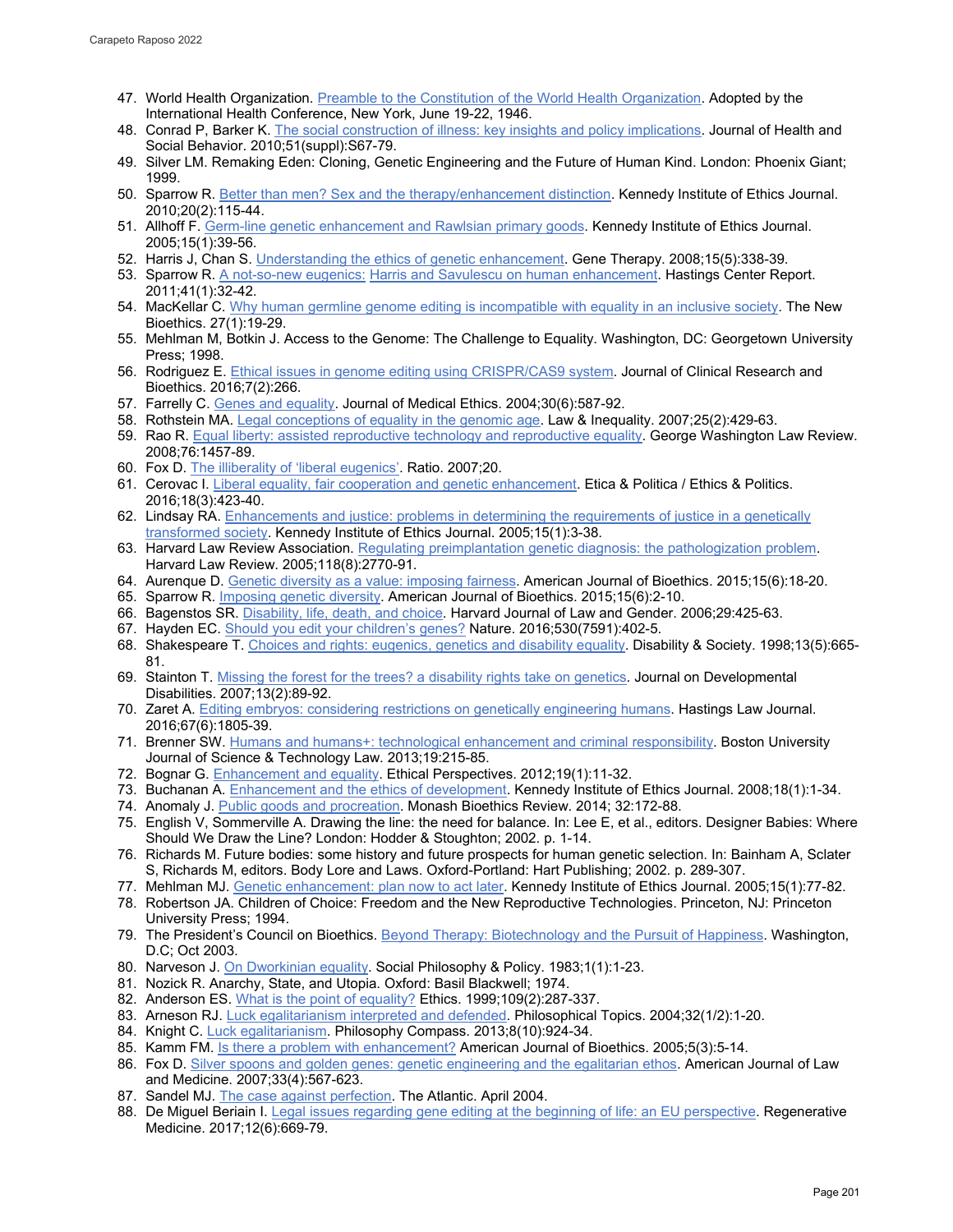47. World Health Organization. Preamble to the Constitution of the World Health Organization. Adopted by the International Health Conference, New York, June 19-22, 1946.
48. Conrad P, Barker K. The social construction of illness: key insights and policy implications. Journal of Health and Social Behavior. 2010;51(suppl):S67-79.
49. Silver LM. Remaking Eden: Cloning, Genetic Engineering and the Future of Human Kind. London: Phoenix Giant; 1999.
50. Sparrow R. Better than men? Sex and the therapy/enhancement distinction. Kennedy Institute of Ethics Journal. 2010;20(2):115-44.
51. Allhoff F. Germ-line genetic enhancement and Rawlsian primary goods. Kennedy Institute of Ethics Journal. 2005;15(1):39-56.
52. Harris J, Chan S. Understanding the ethics of genetic enhancement. Gene Therapy. 2008;15(5):338-39.
53. Sparrow R. A not-so-new eugenics: Harris and Savulescu on human enhancement. Hastings Center Report. 2011;41(1):32-42.
54. MacKellar C. Why human germline genome editing is incompatible with equality in an inclusive society. The New Bioethics. 27(1):19-29.
55. Mehlman M, Botkin J. Access to the Genome: The Challenge to Equality. Washington, DC: Georgetown University Press; 1998.
56. Rodriguez E. Ethical issues in genome editing using CRISPR/CAS9 system. Journal of Clinical Research and Bioethics. 2016;7(2):266.
57. Farrelly C. Genes and equality. Journal of Medical Ethics. 2004;30(6):587-92.
58. Rothstein MA. Legal conceptions of equality in the genomic age. Law & Inequality. 2007;25(2):429-63.
59. Rao R. Equal liberty: assisted reproductive technology and reproductive equality. George Washington Law Review. 2008;76:1457-89.
60. Fox D. The illiberality of 'liberal eugenics'. Ratio. 2007;20.
61. Cerovac I. Liberal equality, fair cooperation and genetic enhancement. Etica & Politica / Ethics & Politics. 2016;18(3):423-40.
62. Lindsay RA. Enhancements and justice: problems in determining the requirements of justice in a genetically transformed society. Kennedy Institute of Ethics Journal. 2005;15(1):3-38.
63. Harvard Law Review Association. Regulating preimplantation genetic diagnosis: the pathologization problem. Harvard Law Review. 2005;118(8):2770-91.
64. Aurenque D. Genetic diversity as a value: imposing fairness. American Journal of Bioethics. 2015;15(6):18-20.
65. Sparrow R. Imposing genetic diversity. American Journal of Bioethics. 2015;15(6):2-10.
66. Bagenstos SR. Disability, life, death, and choice. Harvard Journal of Law and Gender. 2006;29:425-63.
67. Hayden EC. Should you edit your children's genes? Nature. 2016;530(7591):402-5.
68. Shakespeare T. Choices and rights: eugenics, genetics and disability equality. Disability & Society. 1998;13(5):665-81.
69. Stainton T. Missing the forest for the trees? a disability rights take on genetics. Journal on Developmental Disabilities. 2007;13(2):89-92.
70. Zaret A. Editing embryos: considering restrictions on genetically engineering humans. Hastings Law Journal. 2016;67(6):1805-39.
71. Brenner SW. Humans and humans+: technological enhancement and criminal responsibility. Boston University Journal of Science & Technology Law. 2013;19:215-85.
72. Bognar G. Enhancement and equality. Ethical Perspectives. 2012;19(1):11-32.
73. Buchanan A. Enhancement and the ethics of development. Kennedy Institute of Ethics Journal. 2008;18(1):1-34.
74. Anomaly J. Public goods and procreation. Monash Bioethics Review. 2014; 32:172-88.
75. English V, Sommerville A. Drawing the line: the need for balance. In: Lee E, et al., editors. Designer Babies: Where Should We Draw the Line? London: Hodder & Stoughton; 2002. p. 1-14.
76. Richards M. Future bodies: some history and future prospects for human genetic selection. In: Bainham A, Sclater S, Richards M, editors. Body Lore and Laws. Oxford-Portland: Hart Publishing; 2002. p. 289-307.
77. Mehlman MJ. Genetic enhancement: plan now to act later. Kennedy Institute of Ethics Journal. 2005;15(1):77-82.
78. Robertson JA. Children of Choice: Freedom and the New Reproductive Technologies. Princeton, NJ: Princeton University Press; 1994.
79. The President's Council on Bioethics. Beyond Therapy: Biotechnology and the Pursuit of Happiness. Washington, D.C; Oct 2003.
80. Narveson J. On Dworkinian equality. Social Philosophy & Policy. 1983;1(1):1-23.
81. Nozick R. Anarchy, State, and Utopia. Oxford: Basil Blackwell; 1974.
82. Anderson ES. What is the point of equality? Ethics. 1999;109(2):287-337.
83. Arneson RJ. Luck egalitarianism interpreted and defended. Philosophical Topics. 2004;32(1/2):1-20.
84. Knight C. Luck egalitarianism. Philosophy Compass. 2013;8(10):924-34.
85. Kamm FM. Is there a problem with enhancement? American Journal of Bioethics. 2005;5(3):5-14.
86. Fox D. Silver spoons and golden genes: genetic engineering and the egalitarian ethos. American Journal of Law and Medicine. 2007;33(4):567-623.
87. Sandel MJ. The case against perfection. The Atlantic. April 2004.
88. De Miguel Beriain I. Legal issues regarding gene editing at the beginning of life: an EU perspective. Regenerative Medicine. 2017;12(6):669-79.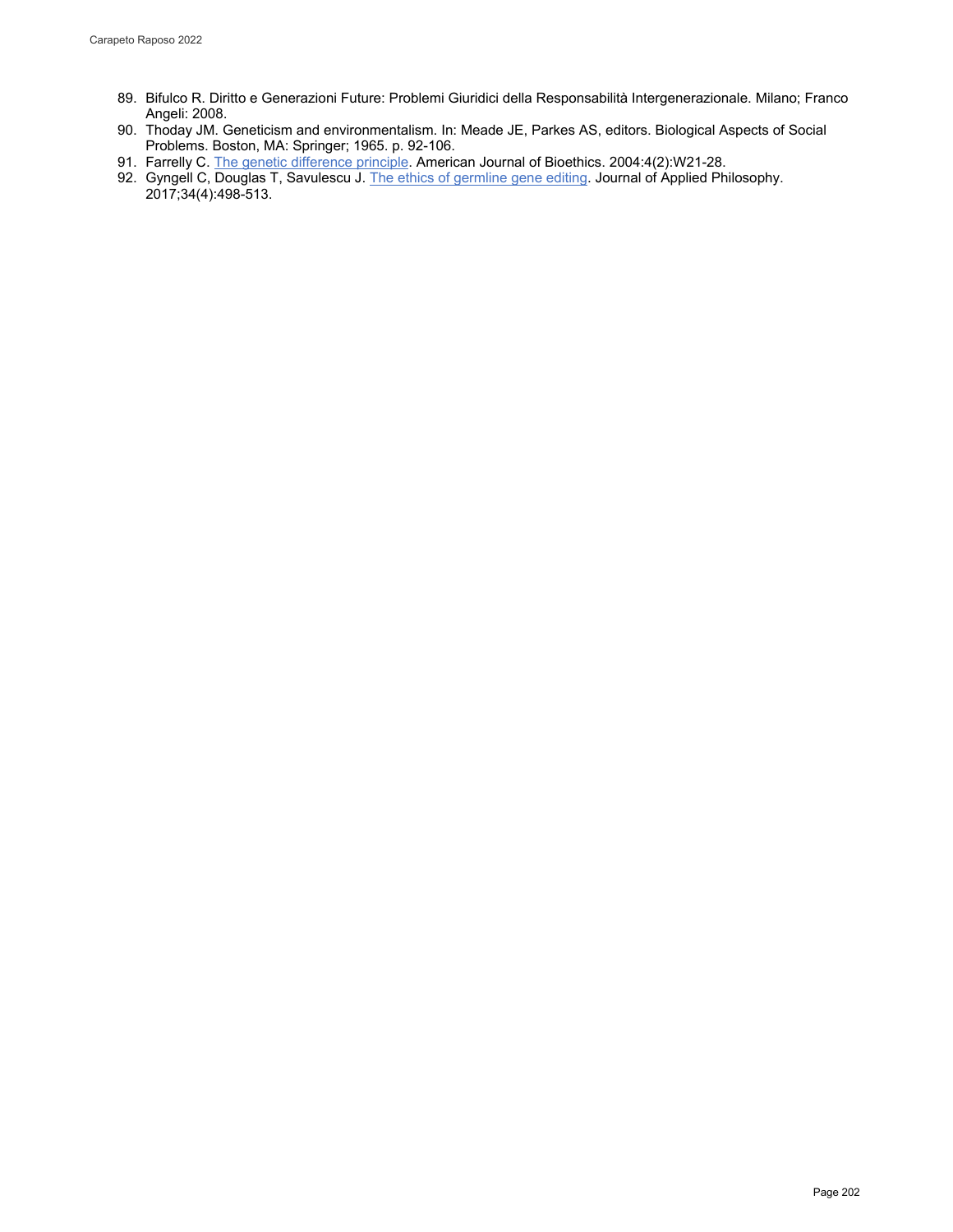89. Bifulco R. Diritto e Generazioni Future: Problemi Giuridici della Responsabilità Intergenerazionale. Milano; Franco Angeli: 2008.
90. Thoday JM. Geneticism and environmentalism. In: Meade JE, Parkes AS, editors. Biological Aspects of Social Problems. Boston, MA: Springer; 1965. p. 92-106.
91. Farrelly C. The genetic difference principle. American Journal of Bioethics. 2004:4(2):W21-28.
92. Gyngell C, Douglas T, Savulescu J. The ethics of germline gene editing. Journal of Applied Philosophy. 2017;34(4):498-513.